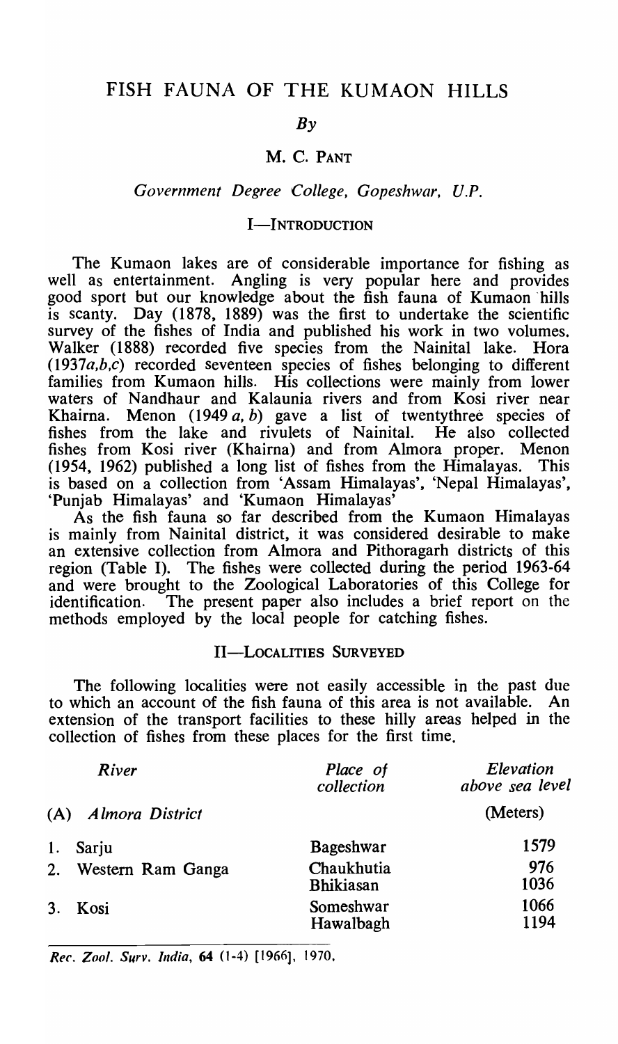# FISH FAUNA OF THE KUMAON HILLS

*By*

M. C. PANT

*Government Degree College, Gopeshwar, U.P.*

## I—INTRODUCTION

The Kumaon lakes are of considerable importance for fishing as well as entertainment. Angling is very popular here and provides good sport but our knowledge about the fish fauna of Kumaon hills is scanty. Day (1878, 1889) was the first to undertake the scientific survey of the fishes of India and published his work in two volumes. Walker (1888) recorded five species from the Nainital lake. Hora (1937*a,b,c*) recorded seventeen species of fishes belonging to different families from Kumaon hills. His collections were mainly from lower waters of Nandhaur and Kalaunia rivers and from Kosi river near Khairna. Menon (1949 *a, b*) gave a list of twentythree species of fishes from the lake and rivulets of Nainital. He also collected fishes from Kosi river (Khairna) and from Almora proper. Menon (1954, 1962) published a long list of fishes from the Himalayas. This is based on a collection from 'Assam Himalayas', 'Nepal Himalayas', 'Punjab Himalayas' and 'Kumaon Himalayas'

As the fish fauna so far described from the Kumaon Himalayas is mainly from Nainital district, it was considered desirable to make an extensive collection from Almora and Pithoragarh districts of this region (Table I). The fishes were collected during the period 1963-64 and were brought to the Zoological Laboratories of this College for identification. The present paper also includes a brief report on the methods employed by the local people for catching fishes.

## II—LOCALITIES SURVEYED

The following localities were not easily accessible in the past due to which an account of the fish fauna of this area is not available. An extension of the transport facilities to these hilly areas helped in the collection of fishes from these places for the first time.

| *River* | *Place of collection* | *Elevation above sea level* |
|---|---|---|
| (A) *Almora District* | | (Meters) |
| 1. Sarju | Bageshwar | 1579 |
| 2. Western Ram Ganga | Chaukhutia | 976 |
| | Bhikiasan | 1036 |
| 3. Kosi | Someshwar | 1066 |
| | Hawalbagh | 1194 |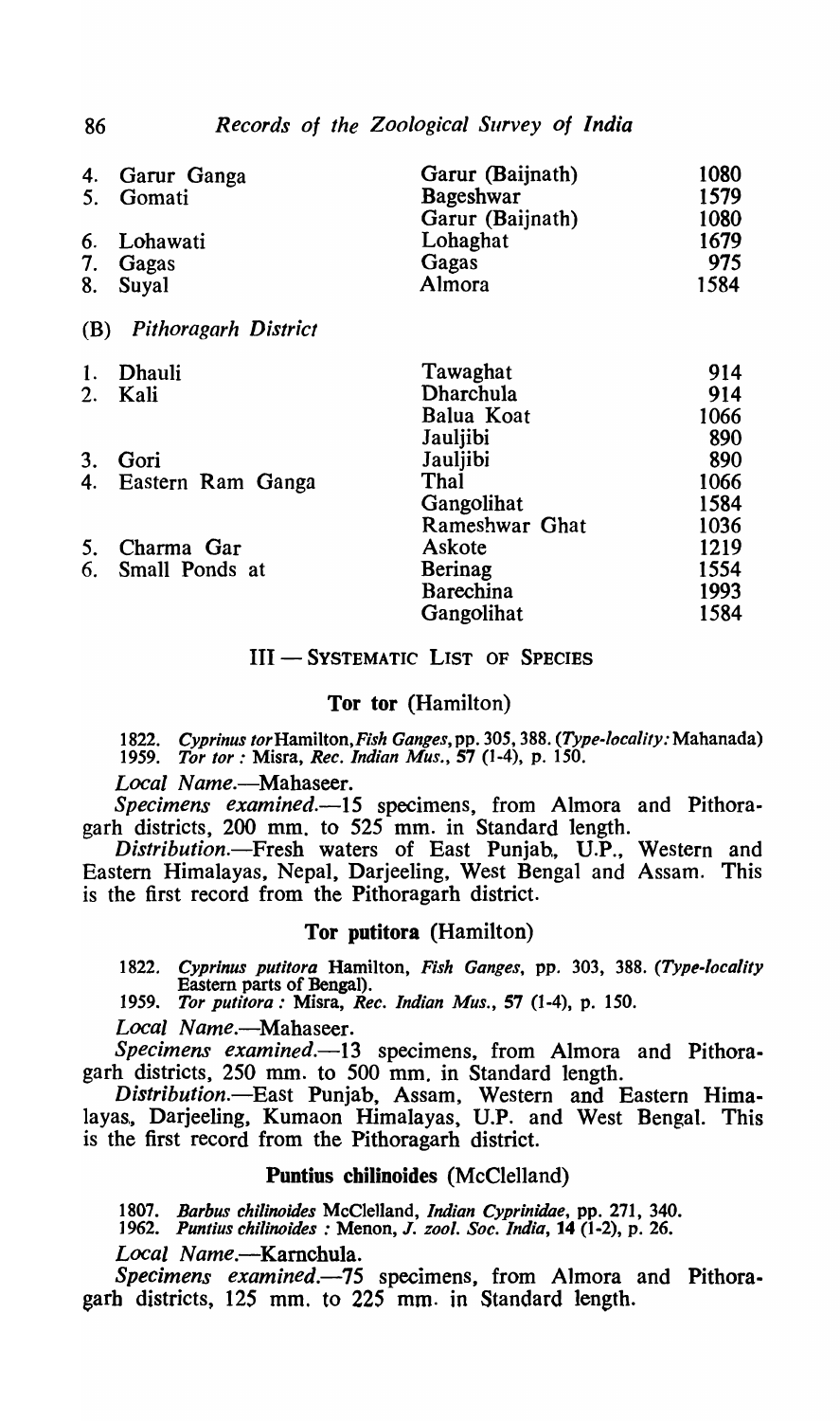| | | | |
|---|---|---|---|
| 4. | Garur Ganga | Garur (Baijnath) | 1080 |
| 5. | Gomati | Bageshwar | 1579 |
| | | Garur (Baijnath) | 1080 |
| 6. | Lohawati | Lohaghat | 1679 |
| 7. | Gagas | Gagas | 975 |
| 8. | Suyal | Almora | 1584 |

(B) *Pithoragarh District*

| | | | |
|---|---|---|---|
| 1. | Dhauli | Tawaghat | 914 |
| 2. | Kali | Dharchula | 914 |
| | | Balua Koat | 1066 |
| | | Jauljibi | 890 |
| 3. | Gori | Jauljibi | 890 |
| 4. | Eastern Ram Ganga | Thal | 1066 |
| | | Gangolihat | 1584 |
| | | Rameshwar Ghat | 1036 |
| 5. | Charma Gar | Askote | 1219 |
| 6. | Small Ponds at | Berinag | 1554 |
| | | Barechina | 1993 |
| | | Gangolihat | 1584 |

## III — Systematic List of Species

### Tor tor (Hamilton)

1822. *Cyprinus tor* Hamilton, *Fish Ganges*, pp. 305, 388. (*Type-locality:* Mahanada)
1959. *Tor tor* : Misra, *Rec. Indian Mus.*, 57 (1-4), p. 150.

*Local Name.*—Mahaseer.

*Specimens examined.*—15 specimens, from Almora and Pithoragarh districts, 200 mm. to 525 mm. in Standard length.

*Distribution.*—Fresh waters of East Punjab, U.P., Western and Eastern Himalayas, Nepal, Darjeeling, West Bengal and Assam. This is the first record from the Pithoragarh district.

### Tor putitora (Hamilton)

1822. *Cyprinus putitora* Hamilton, *Fish Ganges*, pp. 303, 388. (*Type-locality* Eastern parts of Bengal).
1959. *Tor putitora* : Misra, *Rec. Indian Mus.*, 57 (1-4), p. 150.

*Local Name.*—Mahaseer.

*Specimens examined.*—13 specimens, from Almora and Pithoragarh districts, 250 mm. to 500 mm. in Standard length.

*Distribution.*—East Punjab, Assam, Western and Eastern Himalayas, Darjeeling, Kumaon Himalayas, U.P. and West Bengal. This is the first record from the Pithoragarh district.

### Puntius chilinoides (McClelland)

1807. *Barbus chilinoides* McClelland, *Indian Cyprinidae*, pp. 271, 340.
1962. *Puntius chilinoides* : Menon, *J. zool. Soc. India*, 14 (1-2), p. 26.

*Local Name.*—Karnchula.

*Specimens examined.*—75 specimens, from Almora and Pithoragarh districts, 125 mm. to 225 mm. in Standard length.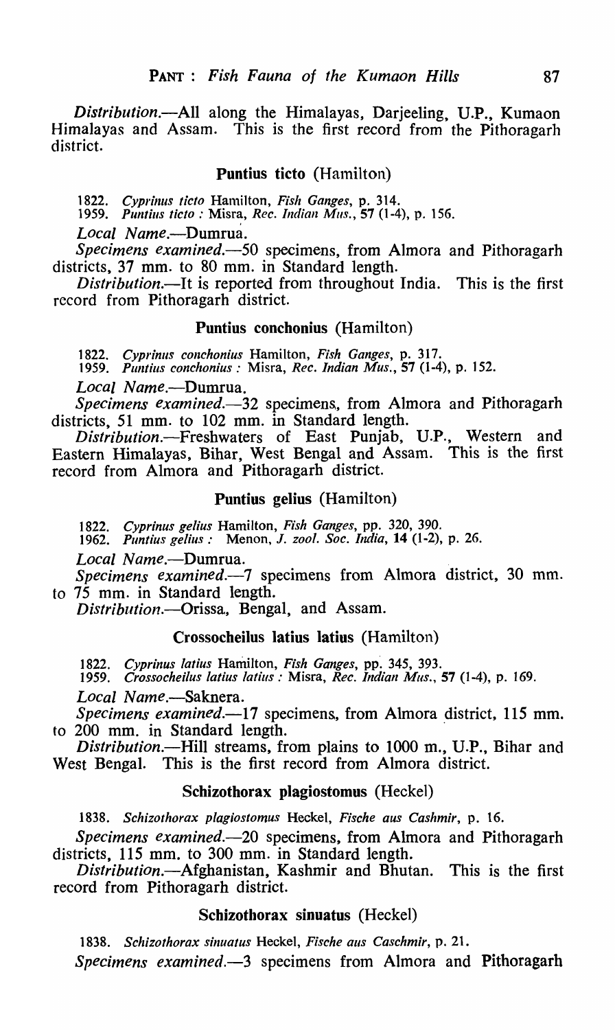*Distribution*.—All along the Himalayas, Darjeeling, U.P., Kumaon Himalayas and Assam. This is the first record from the Pithoragarh district.

### **Puntius ticto** (Hamilton)

1822. *Cyprinus ticto* Hamilton, *Fish Ganges*, p. 314.
1959. *Puntius ticto* : Misra, *Rec. Indian Mus.*, **57** (1-4), p. 156.

*Local Name*.—Dumrua.

*Specimens examined*.—50 specimens, from Almora and Pithoragarh districts, 37 mm. to 80 mm. in Standard length.

*Distribution*.—It is reported from throughout India. This is the first record from Pithoragarh district.

### **Puntius conchonius** (Hamilton)

1822. *Cyprinus conchonius* Hamilton, *Fish Ganges*, p. 317.
1959. *Puntius conchonius* : Misra, *Rec. Indian Mus.*, **57** (1-4), p. 152.

*Local Name*.—Dumrua.

*Specimens examined*.—32 specimens, from Almora and Pithoragarh districts, 51 mm. to 102 mm. in Standard length.

*Distribution*.—Freshwaters of East Punjab, U.P., Western and Eastern Himalayas, Bihar, West Bengal and Assam. This is the first record from Almora and Pithoragarh district.

### **Puntius gelius** (Hamilton)

1822. *Cyprinus gelius* Hamilton, *Fish Ganges*, pp. 320, 390.
1962. *Puntius gelius* : Menon, *J. zool. Soc. India*, **14** (1-2), p. 26.

*Local Name*.—Dumrua.

*Specimens examined*.—7 specimens from Almora district, 30 mm. to 75 mm. in Standard length.

*Distribution*.—Orissa, Bengal, and Assam.

### **Crossocheilus latius latius** (Hamilton)

1822. *Cyprinus latius* Hamilton, *Fish Ganges*, pp. 345, 393.
1959. *Crossocheilus latius latius* : Misra, *Rec. Indian Mus.*, **57** (1-4), p. 169.

*Local Name*.—Saknera.

*Specimens examined*.—17 specimens, from Almora district, 115 mm. to 200 mm. in Standard length.

*Distribution*.—Hill streams, from plains to 1000 m., U.P., Bihar and West Bengal. This is the first record from Almora district.

### **Schizothorax plagiostomus** (Heckel)

1838. *Schizothorax plagiostomus* Heckel, *Fische aus Cashmir*, p. 16.

*Specimens examined*.—20 specimens, from Almora and Pithoragarh districts, 115 mm. to 300 mm. in Standard length.

*Distribution*.—Afghanistan, Kashmir and Bhutan. This is the first record from Pithoragarh district.

### **Schizothorax sinuatus** (Heckel)

1838. *Schizothorax sinuatus* Heckel, *Fische aus Caschmir*, p. 21.

*Specimens examined*.—3 specimens from Almora and Pithoragarh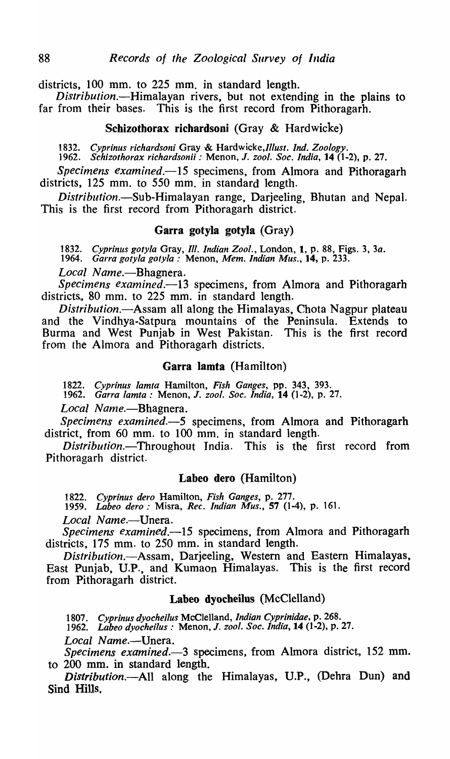districts, 100 mm. to 225 mm. in standard length.

*Distribution.*—Himalayan rivers, but not extending in the plains to far from their bases. This is the first record from Pithoragarh.

### Schizothorax richardsoni (Gray & Hardwicke)

1832. *Cyprinus richardsoni* Gray & Hardwicke, *Illust. Ind. Zoology*.
1962. *Schizothorax richardsonii* : Menon, *J. zool. Soc. India*, **14** (1-2), p. 27.

*Specimens examined.*—15 specimens, from Almora and Pithoragarh districts, 125 mm. to 550 mm. in standard length.

*Distribution.*—Sub-Himalayan range, Darjeeling, Bhutan and Nepal. This is the first record from Pithoragarh district.

### Garra gotyla gotyla (Gray)

1832. *Cyprinus gotyla* Gray, *Ill. Indian Zool.*, London, **1**, p. 88, Figs. 3, 3*a*.
1964. *Garra gotyla gotyla* : Menon, *Mem. Indian Mus.*, **14**, p. 233.

*Local Name.*—Bhagnera.

*Specimens examined.*—13 specimens, from Almora and Pithoragarh districts, 80 mm. to 225 mm. in standard length.

*Distribution.*—Assam all along the Himalayas, Chota Nagpur plateau and the Vindhya-Satpura mountains of the Peninsula. Extends to Burma and West Punjab in West Pakistan. This is the first record from the Almora and Pithoragarh districts.

### Garra lamta (Hamilton)

1822. *Cyprinus lamta* Hamilton, *Fish Ganges*, pp. 343, 393.
1962. *Garra lamta* : Menon, *J. zool. Soc. India*, **14** (1-2), p. 27.

*Local Name.*—Bhagnera.

*Specimens examined.*—5 specimens, from Almora and Pithoragarh district, from 60 mm. to 100 mm. in standard length.

*Distribution.*—Throughout India. This is the first record from Pithoragarh district.

### Labeo dero (Hamilton)

1822. *Cyprinus dero* Hamilton, *Fish Ganges*, p. 277.
1959. *Labeo dero* : Misra, *Rec. Indian Mus.*, **57** (1-4), p. 161.

*Local Name.*—Unera.

*Specimens examined.*—15 specimens, from Almora and Pithoragarh districts, 175 mm. to 250 mm. in standard length.

*Distribution.*—Assam, Darjeeling, Western and Eastern Himalayas, East Punjab, U.P., and Kumaon Himalayas. This is the first record from Pithoragarh district.

### Labeo dyocheilus (McClelland)

1807. *Cyprinus dyocheilus* McClelland, *Indian Cyprinidae*, p. 268.
1962. *Labeo dyocheilus* : Menon, *J. zool. Soc. India*, **14** (1-2), p. 27.

*Local Name.*—Unera.

*Specimens examined.*—3 specimens, from Almora district, 152 mm. to 200 mm. in standard length.

*Distribution.*—All along the Himalayas, U.P., (Dehra Dun) and Sind Hills,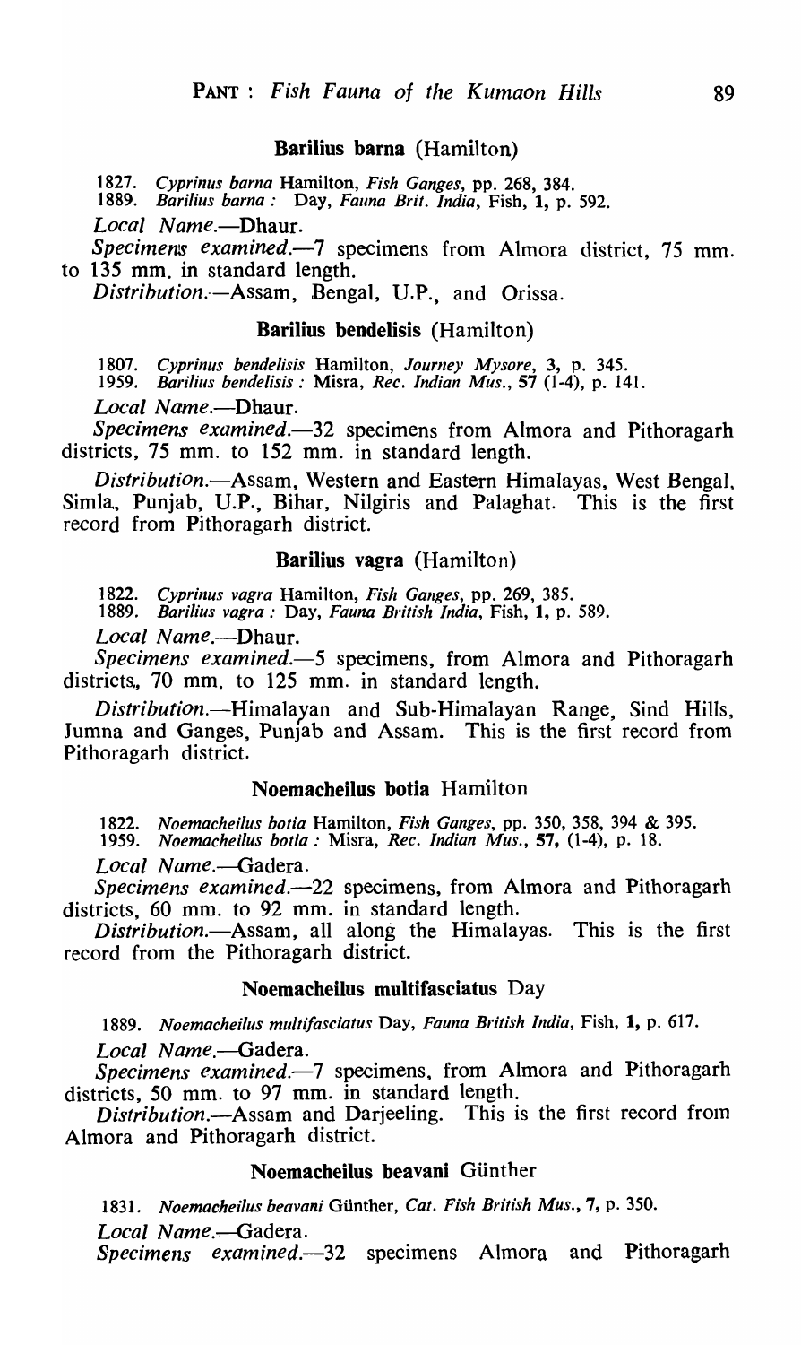### Barilius barna (Hamilton)

1827. *Cyprinus barna* Hamilton, *Fish Ganges*, pp. 268, 384.
1889. *Barilius barna* : Day, *Fauna Brit. India*, Fish, **1**, p. 592.

*Local Name*.—Dhaur.

*Specimens examined*.—7 specimens from Almora district, 75 mm. to 135 mm. in standard length.

*Distribution*.—Assam, Bengal, U.P., and Orissa.

### Barilius bendelisis (Hamilton)

1807. *Cyprinus bendelisis* Hamilton, *Journey Mysore*, **3**, p. 345.
1959. *Barilius bendelisis* : Misra, *Rec. Indian Mus.*, **57** (1-4), p. 141.

*Local Name*.—Dhaur.

*Specimens examined*.—32 specimens from Almora and Pithoragarh districts, 75 mm. to 152 mm. in standard length.

*Distribution*.—Assam, Western and Eastern Himalayas, West Bengal, Simla, Punjab, U.P., Bihar, Nilgiris and Palaghat. This is the first record from Pithoragarh district.

### Barilius vagra (Hamilton)

1822. *Cyprinus vagra* Hamilton, *Fish Ganges*, pp. 269, 385.
1889. *Barilius vagra* : Day, *Fauna British India*, Fish, **1**, p. 589.

*Local Name*.—Dhaur.

*Specimens examined*.—5 specimens, from Almora and Pithoragarh districts, 70 mm. to 125 mm. in standard length.

*Distribution*.—Himalayan and Sub-Himalayan Range, Sind Hills, Jumna and Ganges, Punjab and Assam. This is the first record from Pithoragarh district.

### Noemacheilus botia Hamilton

1822. *Noemacheilus botia* Hamilton, *Fish Ganges*, pp. 350, 358, 394 & 395.
1959. *Noemacheilus botia* : Misra, *Rec. Indian Mus.*, **57**, (1-4), p. 18.

*Local Name*.—Gadera.

*Specimens examined*.—22 specimens, from Almora and Pithoragarh districts, 60 mm. to 92 mm. in standard length.

*Distribution*.—Assam, all along the Himalayas. This is the first record from the Pithoragarh district.

### Noemacheilus multifasciatus Day

1889. *Noemacheilus multifasciatus* Day, *Fauna British India*, Fish, **1**, p. 617.

*Local Name*.—Gadera.

*Specimens examined*.—7 specimens, from Almora and Pithoragarh districts, 50 mm. to 97 mm. in standard length.

*Distribution*.—Assam and Darjeeling. This is the first record from Almora and Pithoragarh district.

### Noemacheilus beavani Günther

1831. *Noemacheilus beavani* Günther, *Cat. Fish British Mus.*, **7**, p. 350.

*Local Name*.—Gadera.

*Specimens examined*.—32 specimens Almora and Pithoragarh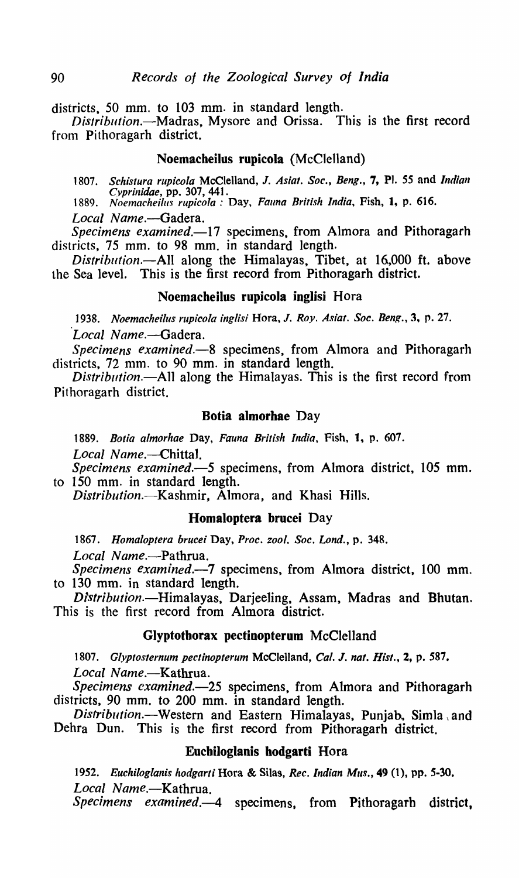districts, 50 mm. to 103 mm. in standard length.

*Distribution*.—Madras, Mysore and Orissa. This is the first record from Pithoragarh district.

### Noemacheilus rupicola (McClelland)

1807. *Schistura rupicola* McClelland, *J. Asiat. Soc., Beng.*, **7**, Pl. 55 and *Indian Cyprinidae*, pp. 307, 441.
1889. *Noemacheilus rupicola* : Day, *Fauna British India*, Fish, **1**, p. 616.

*Local Name*.—Gadera.

*Specimens examined*.—17 specimens, from Almora and Pithoragarh districts, 75 mm. to 98 mm. in standard length.

*Distribution*.—All along the Himalayas, Tibet, at 16,000 ft. above the Sea level. This is the first record from Pithoragarh district.

### Noemacheilus rupicola inglisi Hora

1938. *Noemacheilus rupicola inglisi* Hora, *J. Roy. Asiat. Soc. Beng.*, **3**, p. 27.

*Local Name*.—Gadera.

*Specimens examined*.—8 specimens, from Almora and Pithoragarh districts, 72 mm. to 90 mm. in standard length.

*Distribution*.—All along the Himalayas. This is the first record from Pithoragarh district.

### Botia almorhae Day

1889. *Botia almorhae* Day, *Fauna British India*, Fish, **1**, p. 607.

*Local Name*.—Chittal.

*Specimens examined*.—5 specimens, from Almora district, 105 mm. to 150 mm. in standard length.

*Distribution*.—Kashmir, Almora, and Khasi Hills.

### Homaloptera brucei Day

1867. *Homaloptera brucei* Day, *Proc. zool. Soc. Lond.*, p. 348.

*Local Name*.—Pathrua.

*Specimens examined*.—7 specimens, from Almora district, 100 mm. to 130 mm. in standard length.

*Distribution*.—Himalayas, Darjeeling, Assam, Madras and Bhutan. This is the first record from Almora district.

### Glyptothorax pectinopterum McClelland

1807. *Glyptosternum pectinopterum* McClelland, *Cal. J. nat. Hist.*, **2**, p. 587.

*Local Name*.—Kathrua.

*Specimens examined*.—25 specimens, from Almora and Pithoragarh districts, 90 mm. to 200 mm. in standard length.

*Distribution*.—Western and Eastern Himalayas, Punjab, Simla, and Dehra Dun. This is the first record from Pithoragarh district.

### Euchiloglanis hodgarti Hora

1952. *Euchiloglanis hodgarti* Hora & Silas, *Rec. Indian Mus.*, **49** (1), pp. 5-30.

*Local Name*.—Kathrua.

*Specimens examined*.—4 specimens, from Pithoragarh district,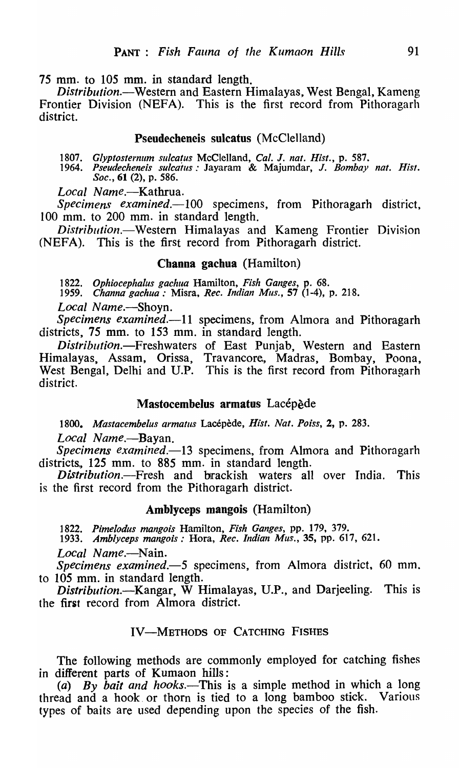75 mm. to 105 mm. in standard length.

*Distribution*.—Western and Eastern Himalayas, West Bengal, Kameng Frontier Division (NEFA). This is the first record from Pithoragarh district.

### Pseudecheneis sulcatus (McClelland)

1807. *Glyptosternum sulcatus* McClelland, *Cal. J. nat. Hist*., p. 587.
1964. *Pseudecheneis sulcatus* : Jayaram & Majumdar, *J. Bombay nat. Hist. Soc*., **61** (2), p. 586.

*Local Name*.—Kathrua.

*Specimens examined*.—100 specimens, from Pithoragarh district, 100 mm. to 200 mm. in standard length.

*Distribution*.—Western Himalayas and Kameng Frontier Division (NEFA). This is the first record from Pithoragarh district.

### Channa gachua (Hamilton)

1822. *Ophiocephalus gachua* Hamilton, *Fish Ganges*, p. 68.
1959. *Channa gachua* : Misra, *Rec. Indian Mus*., **57** (1-4), p. 218.

*Local Name*.—Shoyn.

*Specimens examined*.—11 specimens, from Almora and Pithoragarh districts, 75 mm. to 153 mm. in standard length.

*Distribution*.—Freshwaters of East Punjab, Western and Eastern Himalayas, Assam, Orissa, Travancore, Madras, Bombay, Poona, West Bengal, Delhi and U.P. This is the first record from Pithoragarh district.

### Mastocembelus armatus Lacépède

1800. *Mastacembelus armatus* Lacépède, *Hist. Nat. Poiss*, **2**, p. 283.

*Local Name*.—Bayan.

*Specimens examined*.—13 specimens, from Almora and Pithoragarh districts, 125 mm. to 885 mm. in standard length.

*Distribution*.—Fresh and brackish waters all over India. This is the first record from the Pithoragarh district.

### Amblyceps mangois (Hamilton)

1822. *Pimelodus mangois* Hamilton, *Fish Ganges*, pp. 179, 379.
1933. *Amblyceps mangois* : Hora, *Rec. Indian Mus*., **35**, pp. 617, 621.

*Local Name*.—Nain.

*Specimens examined*.—5 specimens, from Almora district, 60 mm. to 105 mm. in standard length.

*Distribution*.—Kangar, W Himalayas, U.P., and Darjeeling. This is the first record from Almora district.

## IV—METHODS OF CATCHING FISHES

The following methods are commonly employed for catching fishes in different parts of Kumaon hills:

(*a*) *By bait and hooks*.—This is a simple method in which a long thread and a hook or thorn is tied to a long bamboo stick. Various types of baits are used depending upon the species of the fish.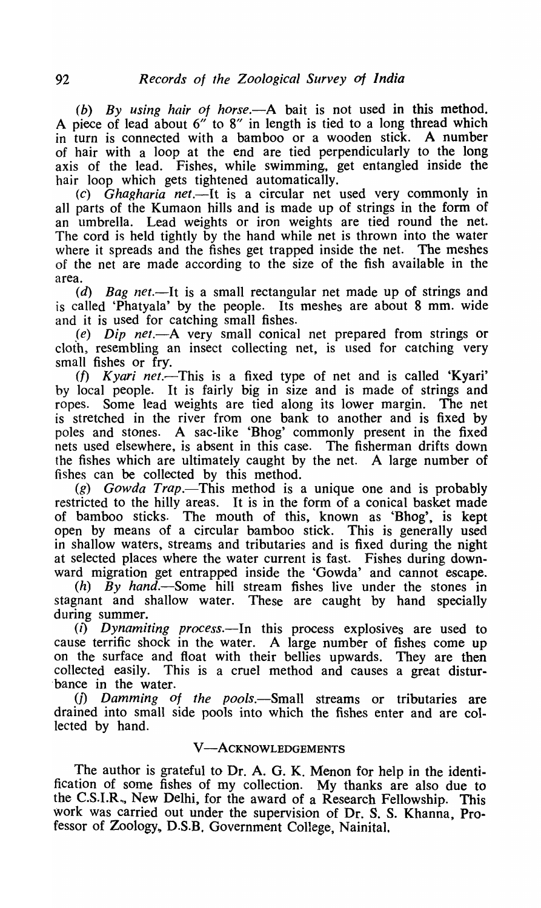(*b*) *By using hair of horse*.—A bait is not used in this method. A piece of lead about 6" to 8" in length is tied to a long thread which in turn is connected with a bamboo or a wooden stick. A number of hair with a loop at the end are tied perpendicularly to the long axis of the lead. Fishes, while swimming, get entangled inside the hair loop which gets tightened automatically.

(*c*) *Ghagharia net*.—It is a circular net used very commonly in all parts of the Kumaon hills and is made up of strings in the form of an umbrella. Lead weights or iron weights are tied round the net. The cord is held tightly by the hand while net is thrown into the water where it spreads and the fishes get trapped inside the net. The meshes of the net are made according to the size of the fish available in the area.

(*d*) *Bag net*.—It is a small rectangular net made up of strings and is called 'Phatyala' by the people. Its meshes are about 8 mm. wide and it is used for catching small fishes.

(*e*) *Dip net*.—A very small conical net prepared from strings or cloth, resembling an insect collecting net, is used for catching very small fishes or fry.

(*f*) *Kyari net*.—This is a fixed type of net and is called 'Kyari' by local people. It is fairly big in size and is made of strings and ropes. Some lead weights are tied along its lower margin. The net is stretched in the river from one bank to another and is fixed by poles and stones. A sac-like 'Bhog' commonly present in the fixed nets used elsewhere, is absent in this case. The fisherman drifts down the fishes which are ultimately caught by the net. A large number of fishes can be collected by this method.

(*g*) *Gowda Trap*.—This method is a unique one and is probably restricted to the hilly areas. It is in the form of a conical basket made of bamboo sticks. The mouth of this, known as 'Bhog', is kept open by means of a circular bamboo stick. This is generally used in shallow waters, streams and tributaries and is fixed during the night at selected places where the water current is fast. Fishes during downward migration get entrapped inside the 'Gowda' and cannot escape.

(*h*) *By hand*.—Some hill stream fishes live under the stones in stagnant and shallow water. These are caught by hand specially during summer.

(*i*) *Dynamiting process*.—In this process explosives are used to cause terrific shock in the water. A large number of fishes come up on the surface and float with their bellies upwards. They are then collected easily. This is a cruel method and causes a great disturbance in the water.

(*j*) *Damming of the pools*.—Small streams or tributaries are drained into small side pools into which the fishes enter and are collected by hand.

## V—ACKNOWLEDGEMENTS

The author is grateful to Dr. A. G. K. Menon for help in the identification of some fishes of my collection. My thanks are also due to the C.S.I.R., New Delhi, for the award of a Research Fellowship. This work was carried out under the supervision of Dr. S. S. Khanna, Professor of Zoology, D.S.B. Government College, Nainital.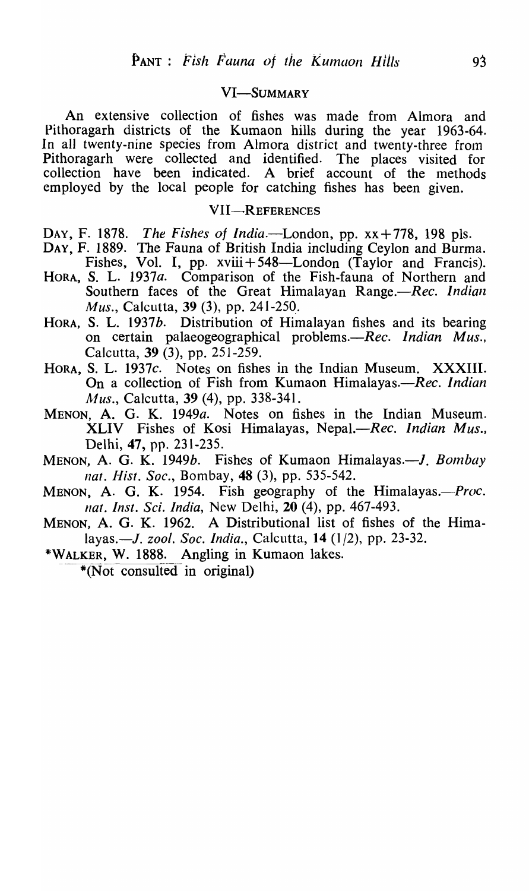## VI—SUMMARY

An extensive collection of fishes was made from Almora and Pithoragarh districts of the Kumaon hills during the year 1963-64. In all twenty-nine species from Almora district and twenty-three from Pithoragarh were collected and identified. The places visited for collection have been indicated. A brief account of the methods employed by the local people for catching fishes has been given.

## VII—REFERENCES

DAY, F. 1878. *The Fishes of India*.—London, pp. xx+778, 198 pls.

DAY, F. 1889. The Fauna of British India including Ceylon and Burma. Fishes, Vol. I, pp. xviii+548—London (Taylor and Francis).

HORA, S. L. 1937*a*. Comparison of the Fish-fauna of Northern and Southern faces of the Great Himalayan Range.—*Rec. Indian Mus.*, Calcutta, **39** (3), pp. 241-250.

HORA, S. L. 1937*b*. Distribution of Himalayan fishes and its bearing on certain palaeogeographical problems.—*Rec. Indian Mus.*, Calcutta, **39** (3), pp. 251-259.

HORA, S. L. 1937*c*. Notes on fishes in the Indian Museum. XXXIII. On a collection of Fish from Kumaon Himalayas.—*Rec. Indian Mus.*, Calcutta, **39** (4), pp. 338-341.

MENON, A. G. K. 1949*a*. Notes on fishes in the Indian Museum. XLIV Fishes of Kosi Himalayas, Nepal.—*Rec. Indian Mus.*, Delhi, **47**, pp. 231-235.

MENON, A. G. K. 1949*b*. Fishes of Kumaon Himalayas.—*J. Bombay nat. Hist. Soc.*, Bombay, **48** (3), pp. 535-542.

MENON, A. G. K. 1954. Fish geography of the Himalayas.—*Proc. nat. Inst. Sci. India*, New Delhi, **20** (4), pp. 467-493.

MENON, A. G. K. 1962. A Distributional list of fishes of the Himalayas.—*J. zool. Soc. India.*, Calcutta, **14** (1/2), pp. 23-32.

*WALKER, W. 1888. Angling in Kumaon lakes.

*(Not consulted in original)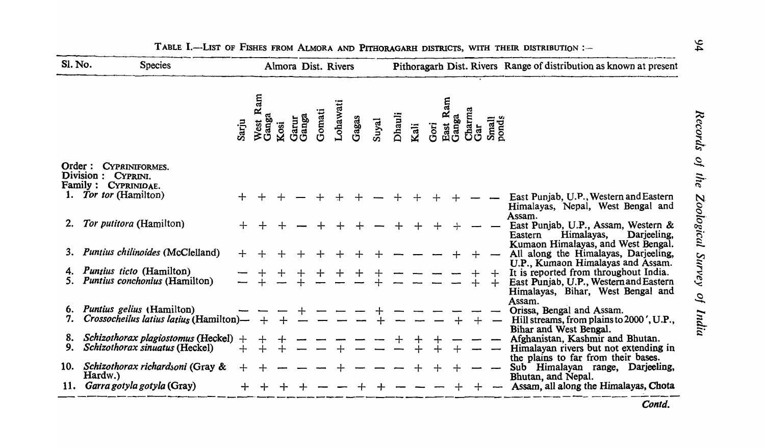TABLE I.—LIST OF FISHES FROM ALMORA AND PITHORAGARH DISTRICTS, WITH THEIR DISTRIBUTION :—

| Sl. No. | Species | Almora Dist. Rivers | | | | | | | | Pithoragarh Dist. Rivers | | | | | | Range of distribution as known at present |
|---|---|---|---|---|---|---|---|---|---|---|---|---|---|---|---|---|
| | | Sarju | West Ram Ganga | Kosi | Garur Ganga | Gomati | Lohawati | Gagas | Suyal | Dhauli | Kali | Gori | East Ram Ganga | Charma Gar | Small ponds | |
| | Order : CYPRINIFORMES. Division : CYPRINI. Family : CYPRINIDAE. | | | | | | | | | | | | | | | |
| 1. | *Tor tor* (Hamilton) | + | + | + | — | + | + | + | — | + | + | + | + | — | — | East Punjab, U.P., Western and Eastern Himalayas, Nepal, West Bengal and Assam. |
| 2. | *Tor putitora* (Hamilton) | + | + | + | — | + | + | + | — | + | + | + | + | — | — | East Punjab, U.P., Assam, Western & Eastern Himalayas, Darjeeling, Kumaon Himalayas, and West Bengal. |
| 3. | *Puntius chilinoides* (McClelland) | + | + | + | + | + | + | + | + | — | — | — | + | + | — | All along the Himalayas, Darjeeling, U.P., Kumaon Himalayas and Assam. |
| 4. | *Puntius ticto* (Hamilton) | — | + | + | + | + | + | + | + | — | — | — | — | + | + | It is reported from throughout India. |
| 5. | *Puntius conchonius* (Hamilton) | — | + | — | + | — | — | — | + | — | — | — | — | + | + | East Punjab, U.P., Western and Eastern Himalayas, Bihar, West Bengal and Assam. |
| 6. | *Puntius gelius* (Hamilton) | — | — | — | + | — | — | — | + | — | — | — | — | — | — | Orissa, Bengal and Assam. |
| 7. | *Crossocheilus latius latius* (Hamilton) | — | + | + | — | — | — | — | + | — | — | — | + | + | — | Hill streams, from plains to 2000 ', U.P., Bihar and West Bengal. |
| 8. | *Schizothorax plagiostomus* (Heckel) | + | + | + | — | — | — | — | — | + | + | + | — | — | — | Afghanistan, Kashmir and Bhutan. |
| 9. | *Schizothorax sinuatus* (Heckel) | + | + | + | — | — | + | — | — | — | + | + | + | — | — | Himalayan rivers but not extending in the plains to far from their bases. |
| 10. | *Schizothorax richardsoni* (Gray & Hardw.) | + | + | — | — | — | + | — | — | — | + | + | + | — | — | Sub Himalayan range, Darjeeling, Bhutan, and Nepal. |
| 11. | *Garra gotyla gotyla* (Gray) | + | + | + | + | — | — | + | + | — | — | — | + | + | — | Assam, all along the Himalayas, Chota |

*Contd.*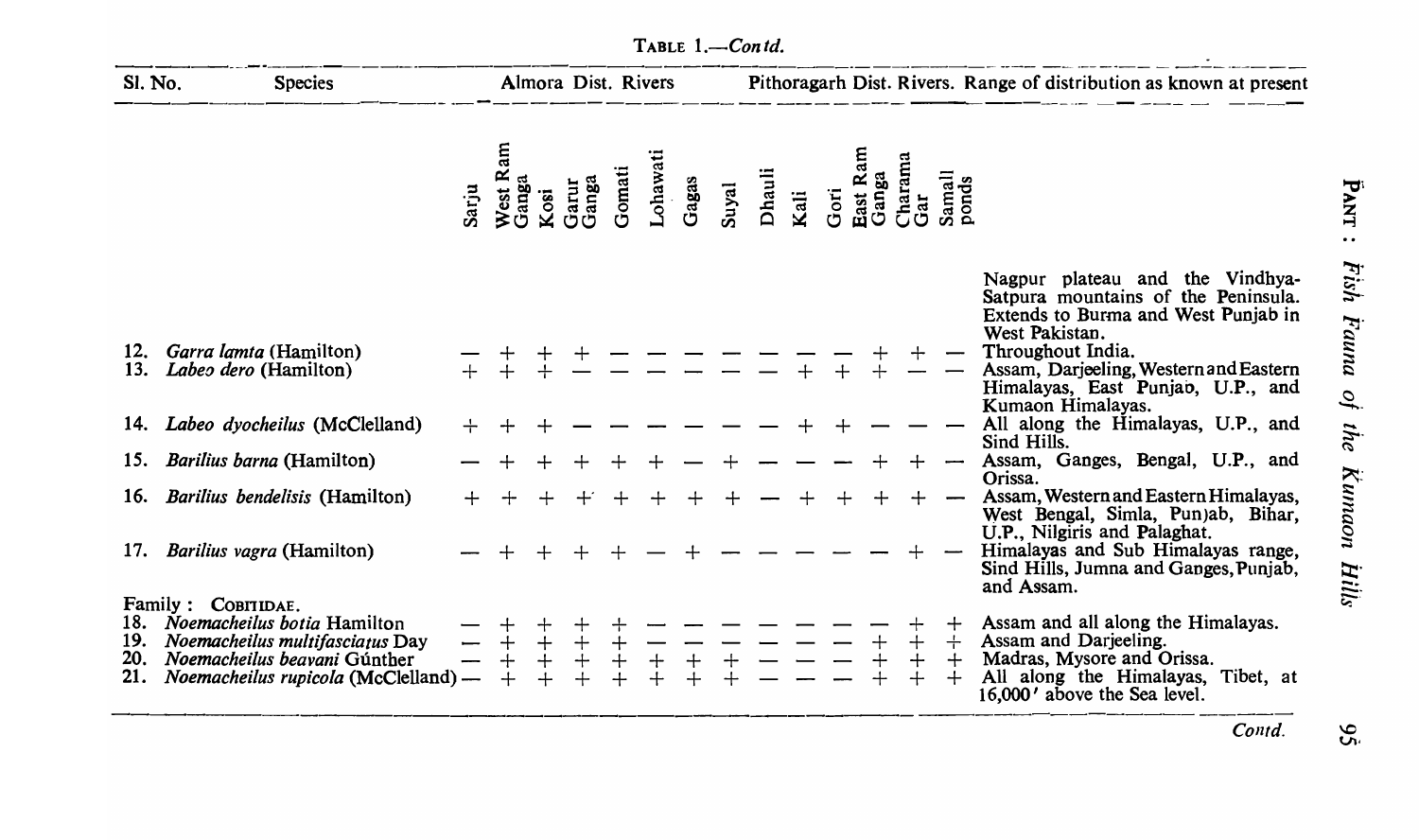TABLE 1.—*Contd.*

| Sl. No. | Species | Almora Dist. Rivers | | | | | | | | Pithoragarh Dist. Rivers. | | | | | | Range of distribution as known at present |
|---|---|---|---|---|---|---|---|---|---|---|---|---|---|---|---|---|
| | | Sarju | West Ram Ganga | Kosi | Garur Ganga | Gomati | Lohawati | Gagas | Suyal | Dhauli | Kali | Gori | East Ram Ganga | Charama Gar | Samall ponds | |
| | | | | | | | | | | | | | | | | Nagpur plateau and the Vindhya-Satpura mountains of the Peninsula. Extends to Burma and West Punjab in West Pakistan. |
| 12. | *Garra lamta* (Hamilton) | — | + | + | + | — | — | — | — | — | — | — | + | + | — | Throughout India. |
| 13. | *Labeo dero* (Hamilton) | + | + | + | — | — | — | — | — | — | + | + | + | — | — | Assam, Darjeeling, Western and Eastern Himalayas, East Punjab, U.P., and Kumaon Himalayas. |
| 14. | *Labeo dyocheilus* (McClelland) | + | + | + | — | — | — | — | — | — | + | + | — | — | — | All along the Himalayas, U.P., and Sind Hills. |
| 15. | *Barilius barna* (Hamilton) | — | + | + | + | + | + | — | + | — | — | — | + | + | — | Assam, Ganges, Bengal, U.P., and Orissa. |
| 16. | *Barilius bendelisis* (Hamilton) | + | + | + | + | + | + | + | + | — | + | + | + | + | — | Assam, Western and Eastern Himalayas, West Bengal, Simla, Punjab, Bihar, U.P., Nilgiris and Palaghat. |
| 17. | *Barilius vagra* (Hamilton) | — | + | + | + | + | — | + | — | — | — | — | — | + | — | Himalayas and Sub Himalayas range, Sind Hills, Jumna and Ganges, Punjab, and Assam. |
| | Family : COBITIDAE. | | | | | | | | | | | | | | | |
| 18. | *Noemacheilus botia* Hamilton | — | + | + | + | + | — | — | — | — | — | — | — | + | + | Assam and all along the Himalayas. |
| 19. | *Noemacheilus multifasciatus* Day | — | + | + | + | + | — | — | — | — | — | — | + | + | + | Assam and Darjeeling. |
| 20. | *Noemacheilus beavani* Gúnther | — | + | + | + | + | + | + | + | — | — | — | + | + | + | Madras, Mysore and Orissa. |
| 21. | *Noemacheilus rupicola* (McClelland) | — | + | + | + | + | + | + | + | — | — | — | + | + | + | All along the Himalayas, Tibet, at 16,000′ above the Sea level. |

*Contd.*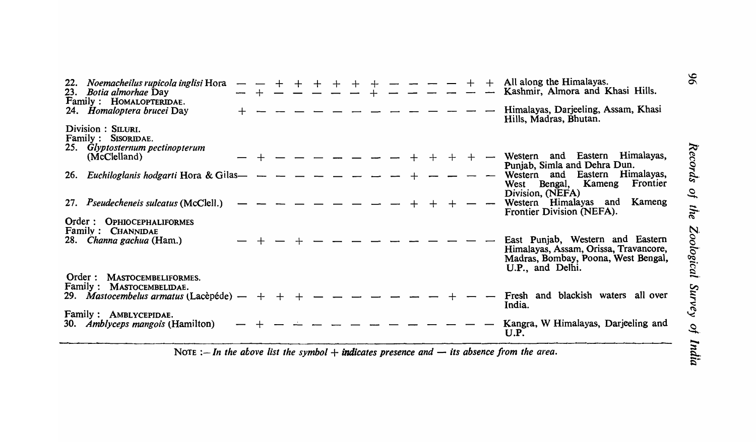| | | | | | | | | | | | | | | | |
|---|---|---|---|---|---|---|---|---|---|---|---|---|---|---|---|
| 22. *Noemacheilus rupicola inglisi* Hora | — | — | + | + | + | + | + | + | — | — | — | — | + | + | All along the Himalayas. |
| 23. *Botia almorhae* Day | — | + | — | — | — | — | — | + | — | — | — | — | — | — | Kashmir, Almora and Khasi Hills. |
| Family : HOMALOPTERIDAE. | | | | | | | | | | | | | | | |
| 24. *Homaloptera brucei* Day | + | — | — | — | — | — | — | — | — | — | — | — | — | — | Himalayas, Darjeeling, Assam, Khasi Hills, Madras, Bhutan. |
| Division : SILURI. | | | | | | | | | | | | | | | |
| Family : SISORIDAE. | | | | | | | | | | | | | | | |
| 25. *Glyptosternum pectinopterum* (McClelland) | — | + | — | — | — | — | — | — | — | + | + | + | + | — | Western and Eastern Himalayas, Punjab, Simla and Dehra Dun. |
| 26. *Euchiloglanis hodgarti* Hora & Gilas | — | — | — | — | — | — | — | — | — | + | — | — | — | — | Western and Eastern Himalayas, West Bengal, Kameng Frontier Division, (NEFA) |
| 27. *Pseudecheneis sulcatus* (McClell.) | — | — | — | — | — | — | — | — | — | + | + | + | — | — | Western Himalayas and Kameng Frontier Division (NEFA). |
| Order : OPHIOCEPHALIFORMES | | | | | | | | | | | | | | | |
| Family : CHANNIDAE | | | | | | | | | | | | | | | |
| 28. *Channa gachua* (Ham.) | — | + | — | + | — | — | — | — | — | — | — | — | — | — | East Punjab, Western and Eastern Himalayas, Assam, Orissa, Travancore, Madras, Bombay, Poona, West Bengal, U.P., and Delhi. |
| Order : MASTOCEMBELIFORMES. | | | | | | | | | | | | | | | |
| Family : MASTOCEMBELIDAE. | | | | | | | | | | | | | | | |
| 29. *Mastocembelus armatus* (Lacèpéde) | — | + | + | + | — | — | — | — | — | — | — | + | — | — | Fresh and blackish waters all over India. |
| Family : AMBLYCEPIDAE. | | | | | | | | | | | | | | | |
| 30. *Amblyceps mangois* (Hamilton) | — | + | — | — | — | — | — | — | — | — | — | — | — | — | Kangra, W Himalayas, Darjeeling and U.P. |

NOTE :—*In the above list the symbol + indicates presence and — its absence from the area.*